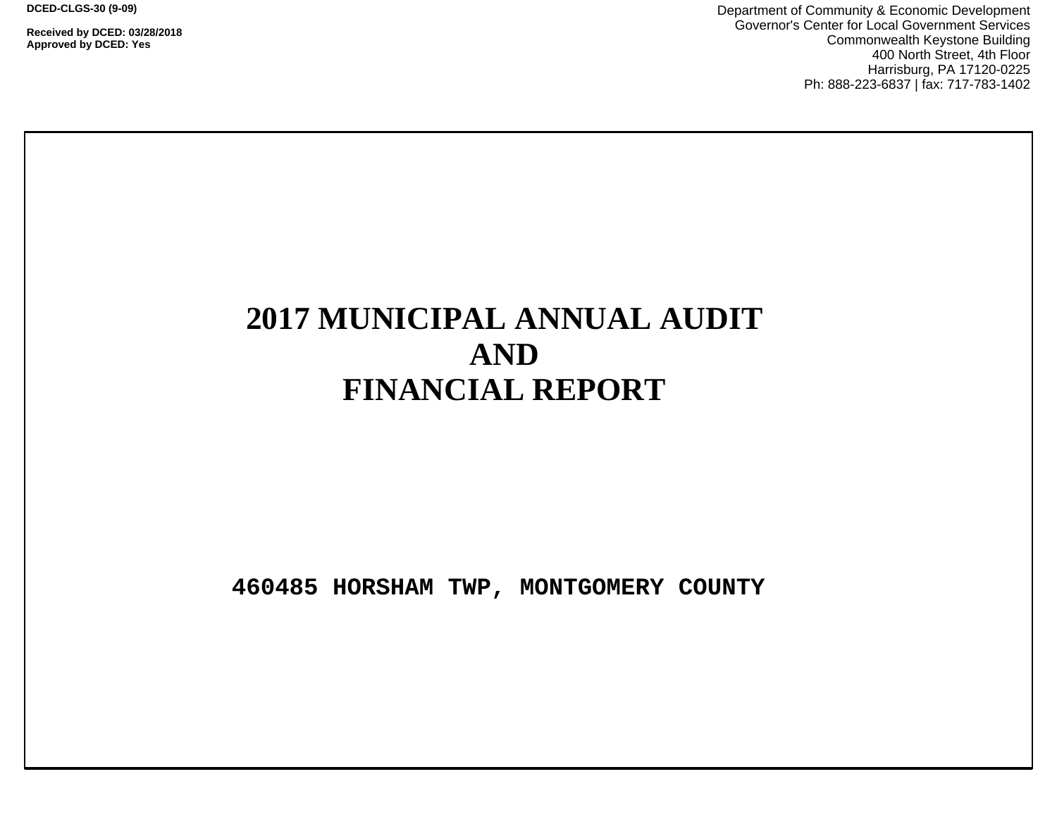DCED-CLGS-30 (9-09)

Received by DCED: 03/28/2018
Approved by DCED: Yes

Department of Community & Economic Development
Governor's Center for Local Government Services
Commonwealth Keystone Building
400 North Street, 4th Floor
Harrisburg, PA 17120-0225
Ph: 888-223-6837 | fax: 717-783-1402

# 2017 MUNICIPAL ANNUAL AUDIT AND FINANCIAL REPORT

**460485 HORSHAM TWP, MONTGOMERY COUNTY**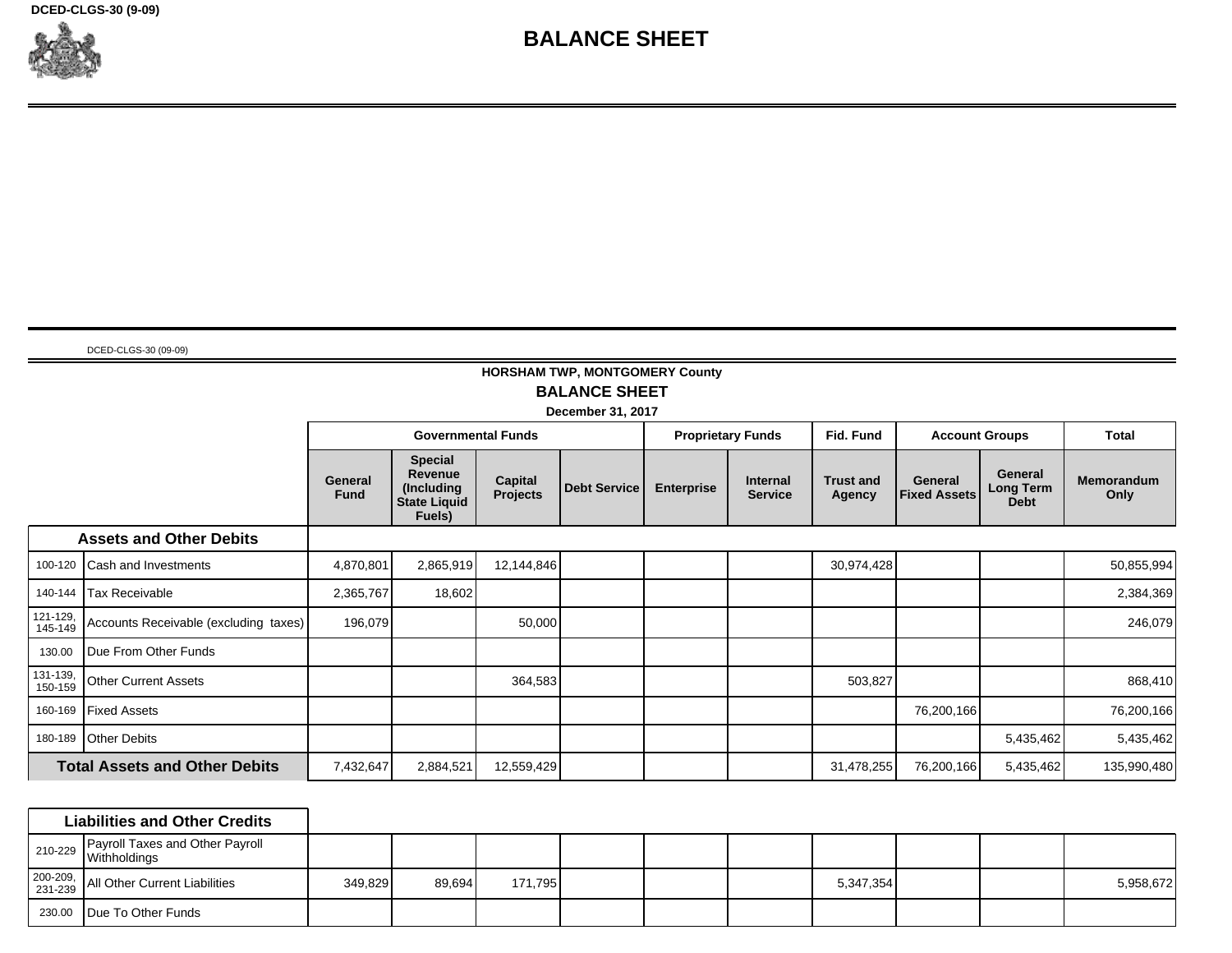DCED-CLGS-30 (9-09)

# BALANCE SHEET

DCED-CLGS-30 (09-09)

**HORSHAM TWP, MONTGOMERY County**

**BALANCE SHEET**

**December 31, 2017**

| | | Governmental Funds | | | | Proprietary Funds | | Fid. Fund | Account Groups | | Total |
|---|---|---|---|---|---|---|---|---|---|---|---|
| | | General Fund | Special Revenue (Including State Liquid Fuels) | Capital Projects | Debt Service | Enterprise | Internal Service | Trust and Agency | General Fixed Assets | General Long Term Debt | Memorandum Only |
| **Assets and Other Debits** | | | | | | | | | | | |
| 100-120 | Cash and Investments | 4,870,801 | 2,865,919 | 12,144,846 | | | | 30,974,428 | | | 50,855,994 |
| 140-144 | Tax Receivable | 2,365,767 | 18,602 | | | | | | | | 2,384,369 |
| 121-129, 145-149 | Accounts Receivable (excluding taxes) | 196,079 | | 50,000 | | | | | | | 246,079 |
| 130.00 | Due From Other Funds | | | | | | | | | | |
| 131-139, 150-159 | Other Current Assets | | | 364,583 | | | | 503,827 | | | 868,410 |
| 160-169 | Fixed Assets | | | | | | | | 76,200,166 | | 76,200,166 |
| 180-189 | Other Debits | | | | | | | | | 5,435,462 | 5,435,462 |
| **Total Assets and Other Debits** | | 7,432,647 | 2,884,521 | 12,559,429 | | | | 31,478,255 | 76,200,166 | 5,435,462 | 135,990,480 |
| **Liabilities and Other Credits** | | | | | | | | | | | |
| 210-229 | Payroll Taxes and Other Payroll Withholdings | | | | | | | | | | |
| 200-209, 231-239 | All Other Current Liabilities | 349,829 | 89,694 | 171,795 | | | | 5,347,354 | | | 5,958,672 |
| 230.00 | Due To Other Funds | | | | | | | | | | |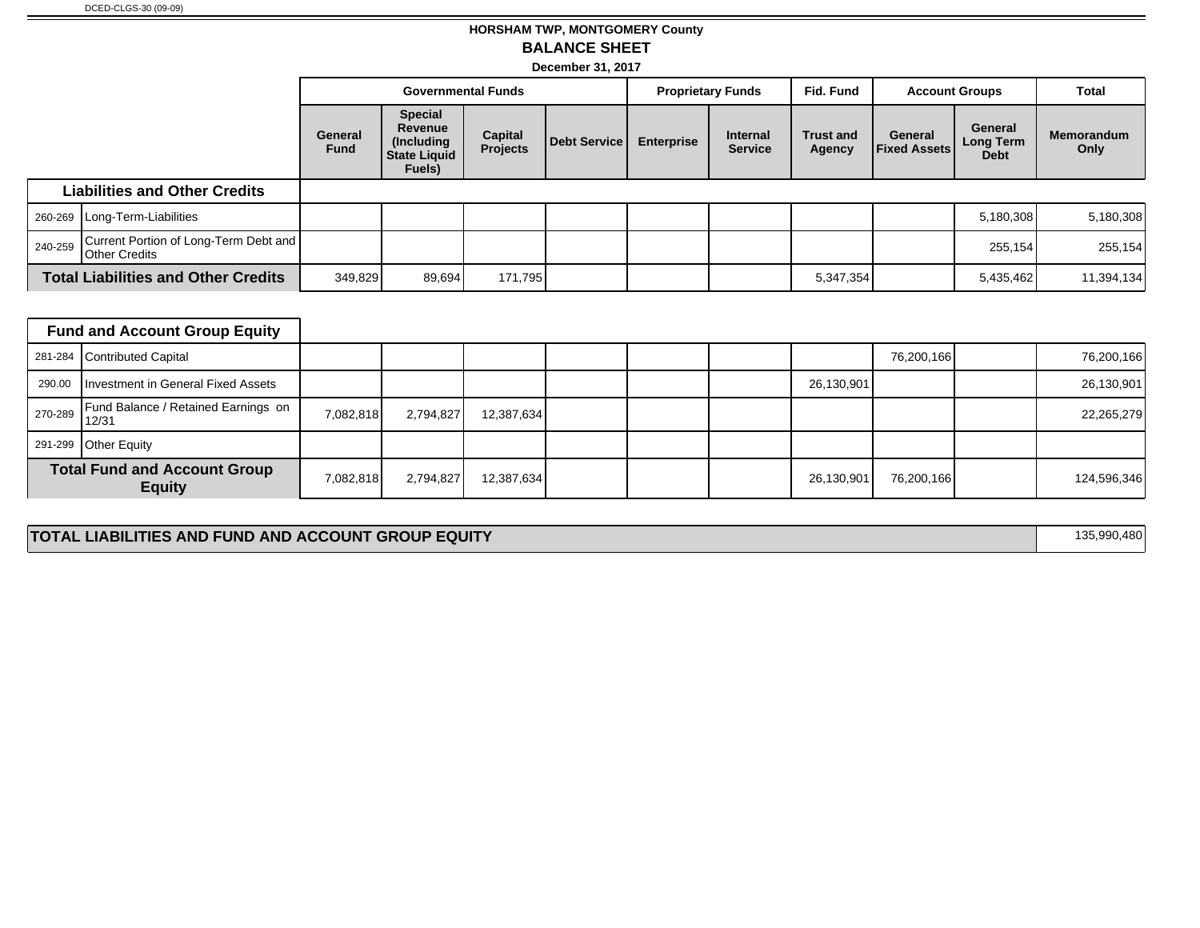DCED-CLGS-30 (09-09)

## HORSHAM TWP, MONTGOMERY County

## BALANCE SHEET

### December 31, 2017

| | | Governmental Funds | | | | Proprietary Funds | | Fid. Fund | Account Groups | | Total |
|---|---|---|---|---|---|---|---|---|---|---|---|
| | | General Fund | Special Revenue (Including State Liquid Fuels) | Capital Projects | Debt Service | Enterprise | Internal Service | Trust and Agency | General Fixed Assets | General Long Term Debt | Memorandum Only |
| **Liabilities and Other Credits** | | | | | | | | | | | |
| 260-269 | Long-Term-Liabilities | | | | | | | | | 5,180,308 | 5,180,308 |
| 240-259 | Current Portion of Long-Term Debt and Other Credits | | | | | | | | | 255,154 | 255,154 |
| **Total Liabilities and Other Credits** | | 349,829 | 89,694 | 171,795 | | | | 5,347,354 | | 5,435,462 | 11,394,134 |
| **Fund and Account Group Equity** | | | | | | | | | | | |
| 281-284 | Contributed Capital | | | | | | | | 76,200,166 | | 76,200,166 |
| 290.00 | Investment in General Fixed Assets | | | | | | | 26,130,901 | | | 26,130,901 |
| 270-289 | Fund Balance / Retained Earnings on 12/31 | 7,082,818 | 2,794,827 | 12,387,634 | | | | | | | 22,265,279 |
| 291-299 | Other Equity | | | | | | | | | | |
| **Total Fund and Account Group Equity** | | 7,082,818 | 2,794,827 | 12,387,634 | | | | 26,130,901 | 76,200,166 | | 124,596,346 |

| **TOTAL LIABILITIES AND FUND AND ACCOUNT GROUP EQUITY** | 135,990,480 |
|---|---|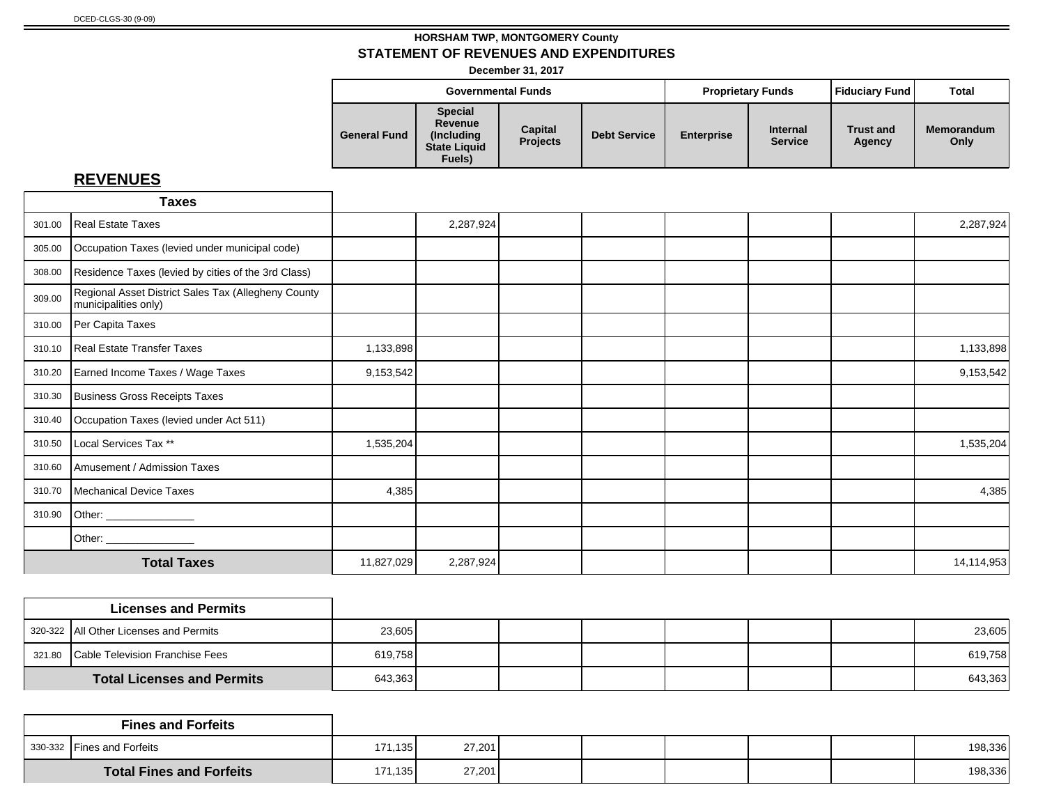DCED-CLGS-30 (9-09)

## HORSHAM TWP, MONTGOMERY County
## STATEMENT OF REVENUES AND EXPENDITURES
**December 31, 2017**

## REVENUES

| Code | Description | Governmental Funds | | | | Proprietary Funds | | Fiduciary Fund | Total |
|---|---|---|---|---|---|---|---|---|---|
| | | General Fund | Special Revenue (Including State Liquid Fuels) | Capital Projects | Debt Service | Enterprise | Internal Service | Trust and Agency | Memorandum Only |
| | **Taxes** | | | | | | | | |
| 301.00 | Real Estate Taxes | | 2,287,924 | | | | | | 2,287,924 |
| 305.00 | Occupation Taxes (levied under municipal code) | | | | | | | | |
| 308.00 | Residence Taxes (levied by cities of the 3rd Class) | | | | | | | | |
| 309.00 | Regional Asset District Sales Tax (Allegheny County municipalities only) | | | | | | | | |
| 310.00 | Per Capita Taxes | | | | | | | | |
| 310.10 | Real Estate Transfer Taxes | 1,133,898 | | | | | | | 1,133,898 |
| 310.20 | Earned Income Taxes / Wage Taxes | 9,153,542 | | | | | | | 9,153,542 |
| 310.30 | Business Gross Receipts Taxes | | | | | | | | |
| 310.40 | Occupation Taxes (levied under Act 511) | | | | | | | | |
| 310.50 | Local Services Tax ** | 1,535,204 | | | | | | | 1,535,204 |
| 310.60 | Amusement / Admission Taxes | | | | | | | | |
| 310.70 | Mechanical Device Taxes | 4,385 | | | | | | | 4,385 |
| 310.90 | Other: _______________ | | | | | | | | |
| | Other: _______________ | | | | | | | | |
| | **Total Taxes** | 11,827,029 | 2,287,924 | | | | | | 14,114,953 |

| Code | Licenses and Permits | General Fund | Special Revenue | Capital Projects | Debt Service | Enterprise | Internal Service | Trust and Agency | Memorandum Only |
|---|---|---|---|---|---|---|---|---|---|
| 320-322 | All Other Licenses and Permits | 23,605 | | | | | | | 23,605 |
| 321.80 | Cable Television Franchise Fees | 619,758 | | | | | | | 619,758 |
| | **Total Licenses and Permits** | 643,363 | | | | | | | 643,363 |

| Code | Fines and Forfeits | General Fund | Special Revenue | Capital Projects | Debt Service | Enterprise | Internal Service | Trust and Agency | Memorandum Only |
|---|---|---|---|---|---|---|---|---|---|
| 330-332 | Fines and Forfeits | 171,135 | 27,201 | | | | | | 198,336 |
| | **Total Fines and Forfeits** | 171,135 | 27,201 | | | | | | 198,336 |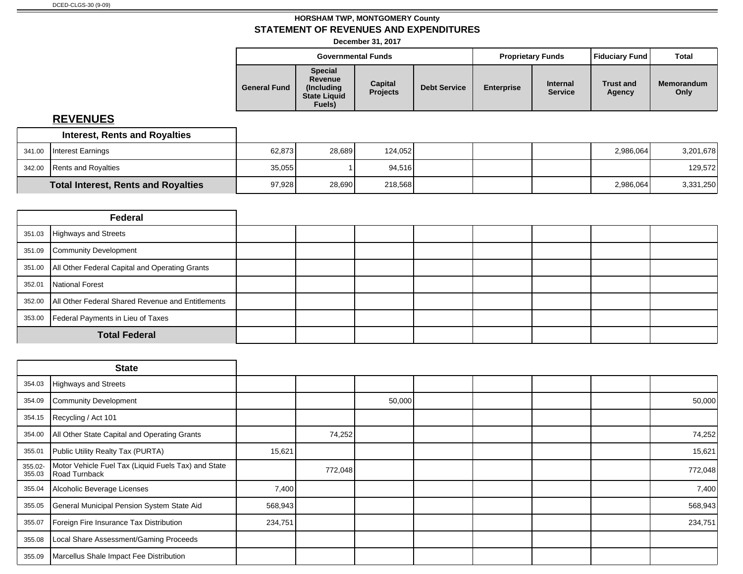DCED-CLGS-30 (9-09)

**HORSHAM TWP, MONTGOMERY County**

## STATEMENT OF REVENUES AND EXPENDITURES

**December 31, 2017**

## REVENUES

| | | Governmental Funds | | | | Proprietary Funds | | Fiduciary Fund | Total |
|---|---|---|---|---|---|---|---|---|---|
| | | General Fund | Special Revenue (Including State Liquid Fuels) | Capital Projects | Debt Service | Enterprise | Internal Service | Trust and Agency | Memorandum Only |
| | **Interest, Rents and Royalties** | | | | | | | | |
| 341.00 | Interest Earnings | 62,873 | 28,689 | 124,052 | | | | 2,986,064 | 3,201,678 |
| 342.00 | Rents and Royalties | 35,055 | 1 | 94,516 | | | | | 129,572 |
| | **Total Interest, Rents and Royalties** | 97,928 | 28,690 | 218,568 | | | | 2,986,064 | 3,331,250 |
| | **Federal** | | | | | | | | |
| 351.03 | Highways and Streets | | | | | | | | |
| 351.09 | Community Development | | | | | | | | |
| 351.00 | All Other Federal Capital and Operating Grants | | | | | | | | |
| 352.01 | National Forest | | | | | | | | |
| 352.00 | All Other Federal Shared Revenue and Entitlements | | | | | | | | |
| 353.00 | Federal Payments in Lieu of Taxes | | | | | | | | |
| | **Total Federal** | | | | | | | | |
| | **State** | | | | | | | | |
| 354.03 | Highways and Streets | | | | | | | | |
| 354.09 | Community Development | | | 50,000 | | | | | 50,000 |
| 354.15 | Recycling / Act 101 | | | | | | | | |
| 354.00 | All Other State Capital and Operating Grants | | 74,252 | | | | | | 74,252 |
| 355.01 | Public Utility Realty Tax (PURTA) | 15,621 | | | | | | | 15,621 |
| 355.02-355.03 | Motor Vehicle Fuel Tax (Liquid Fuels Tax) and State Road Turnback | | 772,048 | | | | | | 772,048 |
| 355.04 | Alcoholic Beverage Licenses | 7,400 | | | | | | | 7,400 |
| 355.05 | General Municipal Pension System State Aid | 568,943 | | | | | | | 568,943 |
| 355.07 | Foreign Fire Insurance Tax Distribution | 234,751 | | | | | | | 234,751 |
| 355.08 | Local Share Assessment/Gaming Proceeds | | | | | | | | |
| 355.09 | Marcellus Shale Impact Fee Distribution | | | | | | | | |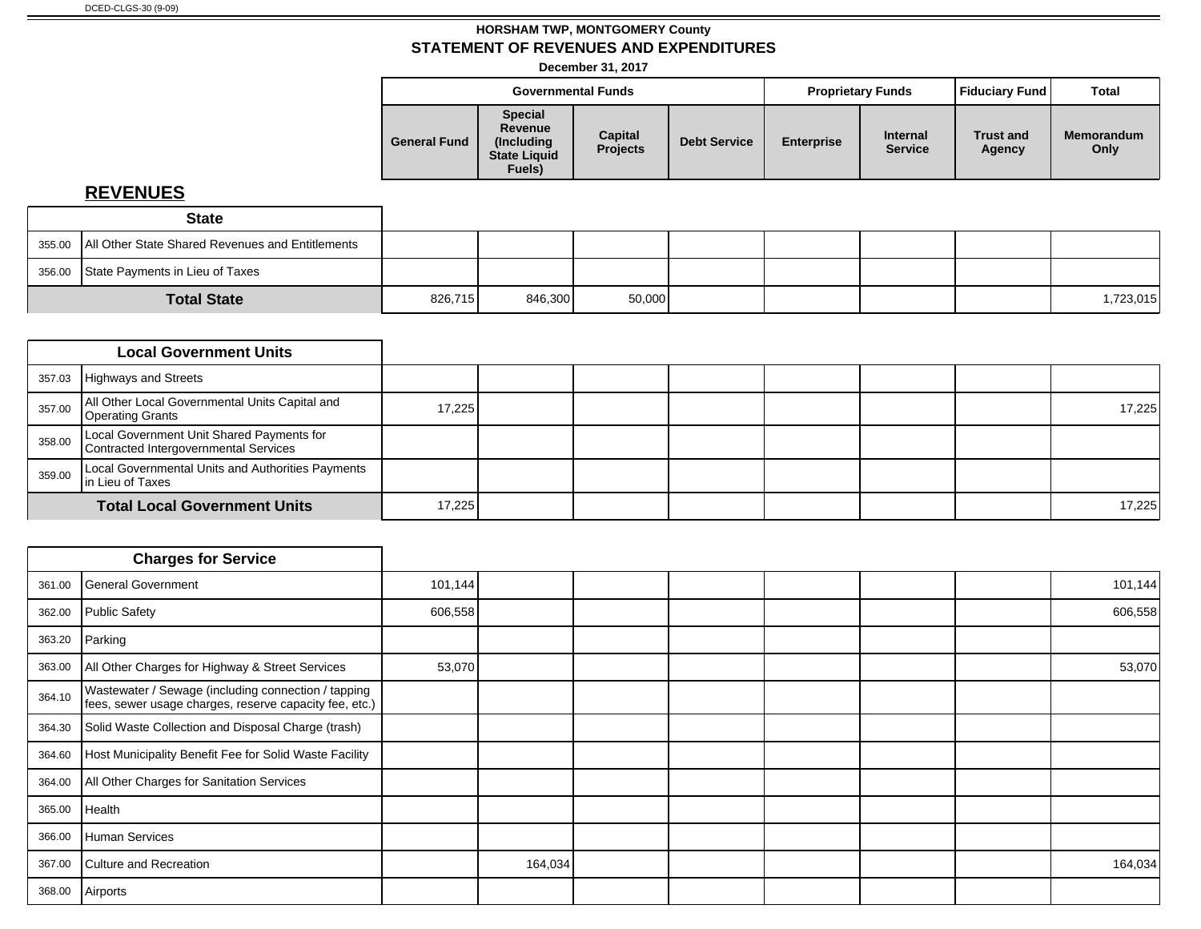DCED-CLGS-30 (9-09)

**HORSHAM TWP, MONTGOMERY County**

## STATEMENT OF REVENUES AND EXPENDITURES

**December 31, 2017**

## REVENUES

| Code | | Governmental Funds | | | | Proprietary Funds | | Fiduciary Fund | Total |
|---|---|---|---|---|---|---|---|---|---|
| | | General Fund | Special Revenue (Including State Liquid Fuels) | Capital Projects | Debt Service | Enterprise | Internal Service | Trust and Agency | Memorandum Only |
| | **State** | | | | | | | | |
| 355.00 | All Other State Shared Revenues and Entitlements | | | | | | | | |
| 356.00 | State Payments in Lieu of Taxes | | | | | | | | |
| | **Total State** | 826,715 | 846,300 | 50,000 | | | | | 1,723,015 |
| | **Local Government Units** | | | | | | | | |
| 357.03 | Highways and Streets | | | | | | | | |
| 357.00 | All Other Local Governmental Units Capital and Operating Grants | 17,225 | | | | | | | 17,225 |
| 358.00 | Local Government Unit Shared Payments for Contracted Intergovernmental Services | | | | | | | | |
| 359.00 | Local Governmental Units and Authorities Payments in Lieu of Taxes | | | | | | | | |
| | **Total Local Government Units** | 17,225 | | | | | | | 17,225 |
| | **Charges for Service** | | | | | | | | |
| 361.00 | General Government | 101,144 | | | | | | | 101,144 |
| 362.00 | Public Safety | 606,558 | | | | | | | 606,558 |
| 363.20 | Parking | | | | | | | | |
| 363.00 | All Other Charges for Highway & Street Services | 53,070 | | | | | | | 53,070 |
| 364.10 | Wastewater / Sewage (including connection / tapping fees, sewer usage charges, reserve capacity fee, etc.) | | | | | | | | |
| 364.30 | Solid Waste Collection and Disposal Charge (trash) | | | | | | | | |
| 364.60 | Host Municipality Benefit Fee for Solid Waste Facility | | | | | | | | |
| 364.00 | All Other Charges for Sanitation Services | | | | | | | | |
| 365.00 | Health | | | | | | | | |
| 366.00 | Human Services | | | | | | | | |
| 367.00 | Culture and Recreation | | 164,034 | | | | | | 164,034 |
| 368.00 | Airports | | | | | | | | |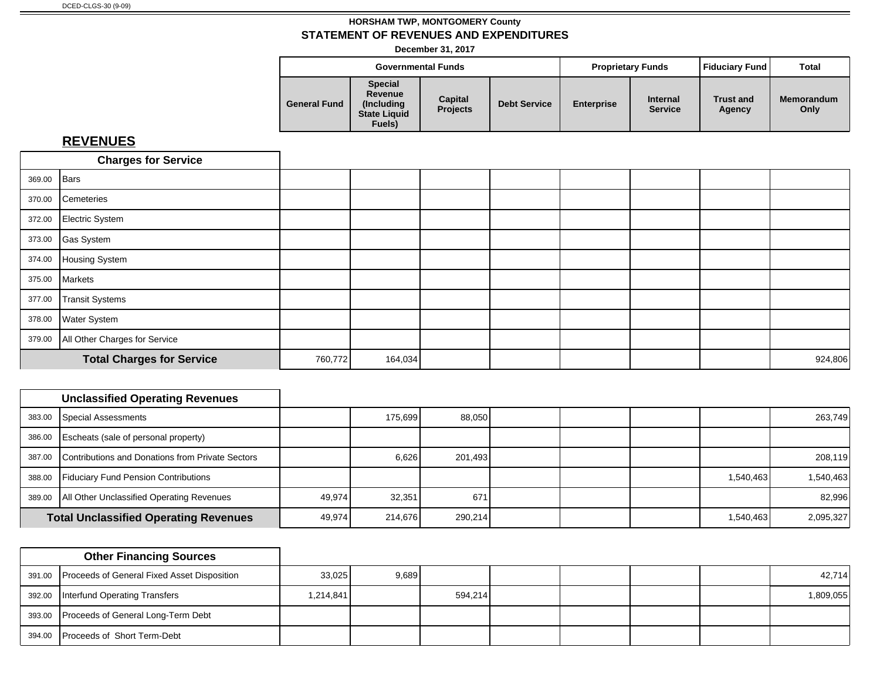DCED-CLGS-30 (9-09)

**HORSHAM TWP, MONTGOMERY County**

**STATEMENT OF REVENUES AND EXPENDITURES**

**December 31, 2017**

## REVENUES

| Code | Description | Governmental Funds: General Fund | Governmental Funds: Special Revenue (Including State Liquid Fuels) | Governmental Funds: Capital Projects | Governmental Funds: Debt Service | Proprietary Funds: Enterprise | Proprietary Funds: Internal Service | Fiduciary Fund: Trust and Agency | Total: Memorandum Only |
|---|---|---|---|---|---|---|---|---|---|
| | **Charges for Service** | | | | | | | | |
| 369.00 | Bars | | | | | | | | |
| 370.00 | Cemeteries | | | | | | | | |
| 372.00 | Electric System | | | | | | | | |
| 373.00 | Gas System | | | | | | | | |
| 374.00 | Housing System | | | | | | | | |
| 375.00 | Markets | | | | | | | | |
| 377.00 | Transit Systems | | | | | | | | |
| 378.00 | Water System | | | | | | | | |
| 379.00 | All Other Charges for Service | | | | | | | | |
| | **Total Charges for Service** | 760,772 | 164,034 | | | | | | 924,806 |
| | **Unclassified Operating Revenues** | | | | | | | | |
| 383.00 | Special Assessments | | 175,699 | 88,050 | | | | | 263,749 |
| 386.00 | Escheats (sale of personal property) | | | | | | | | |
| 387.00 | Contributions and Donations from Private Sectors | | 6,626 | 201,493 | | | | | 208,119 |
| 388.00 | Fiduciary Fund Pension Contributions | | | | | | | 1,540,463 | 1,540,463 |
| 389.00 | All Other Unclassified Operating Revenues | 49,974 | 32,351 | 671 | | | | | 82,996 |
| | **Total Unclassified Operating Revenues** | 49,974 | 214,676 | 290,214 | | | | 1,540,463 | 2,095,327 |
| | **Other Financing Sources** | | | | | | | | |
| 391.00 | Proceeds of General Fixed Asset Disposition | 33,025 | 9,689 | | | | | | 42,714 |
| 392.00 | Interfund Operating Transfers | 1,214,841 | | 594,214 | | | | | 1,809,055 |
| 393.00 | Proceeds of General Long-Term Debt | | | | | | | | |
| 394.00 | Proceeds of Short Term-Debt | | | | | | | | |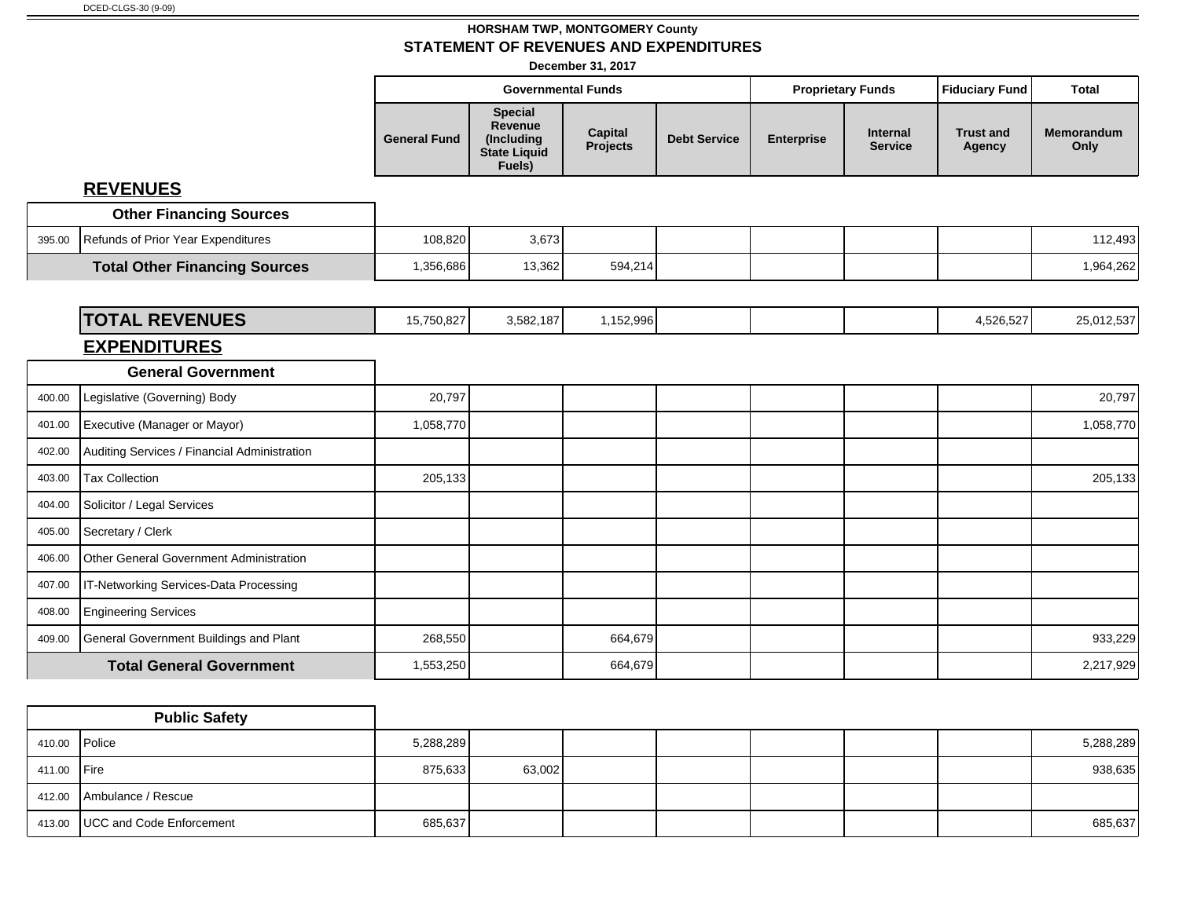DCED-CLGS-30 (9-09)

**HORSHAM TWP, MONTGOMERY County**

## STATEMENT OF REVENUES AND EXPENDITURES

**December 31, 2017**

| | | Governmental Funds | | | | Proprietary Funds | | Fiduciary Fund | Total |
|---|---|---|---|---|---|---|---|---|---|
| | | General Fund | Special Revenue (Including State Liquid Fuels) | Capital Projects | Debt Service | Enterprise | Internal Service | Trust and Agency | Memorandum Only |
| | **REVENUES** | | | | | | | | |
| | **Other Financing Sources** | | | | | | | | |
| 395.00 | Refunds of Prior Year Expenditures | 108,820 | 3,673 | | | | | | 112,493 |
| | **Total Other Financing Sources** | 1,356,686 | 13,362 | 594,214 | | | | | 1,964,262 |
| | **TOTAL REVENUES** | 15,750,827 | 3,582,187 | 1,152,996 | | | | 4,526,527 | 25,012,537 |
| | **EXPENDITURES** | | | | | | | | |
| | **General Government** | | | | | | | | |
| 400.00 | Legislative (Governing) Body | 20,797 | | | | | | | 20,797 |
| 401.00 | Executive (Manager or Mayor) | 1,058,770 | | | | | | | 1,058,770 |
| 402.00 | Auditing Services / Financial Administration | | | | | | | | |
| 403.00 | Tax Collection | 205,133 | | | | | | | 205,133 |
| 404.00 | Solicitor / Legal Services | | | | | | | | |
| 405.00 | Secretary / Clerk | | | | | | | | |
| 406.00 | Other General Government Administration | | | | | | | | |
| 407.00 | IT-Networking Services-Data Processing | | | | | | | | |
| 408.00 | Engineering Services | | | | | | | | |
| 409.00 | General Government Buildings and Plant | 268,550 | | 664,679 | | | | | 933,229 |
| | **Total General Government** | 1,553,250 | | 664,679 | | | | | 2,217,929 |
| | **Public Safety** | | | | | | | | |
| 410.00 | Police | 5,288,289 | | | | | | | 5,288,289 |
| 411.00 | Fire | 875,633 | 63,002 | | | | | | 938,635 |
| 412.00 | Ambulance / Rescue | | | | | | | | |
| 413.00 | UCC and Code Enforcement | 685,637 | | | | | | | 685,637 |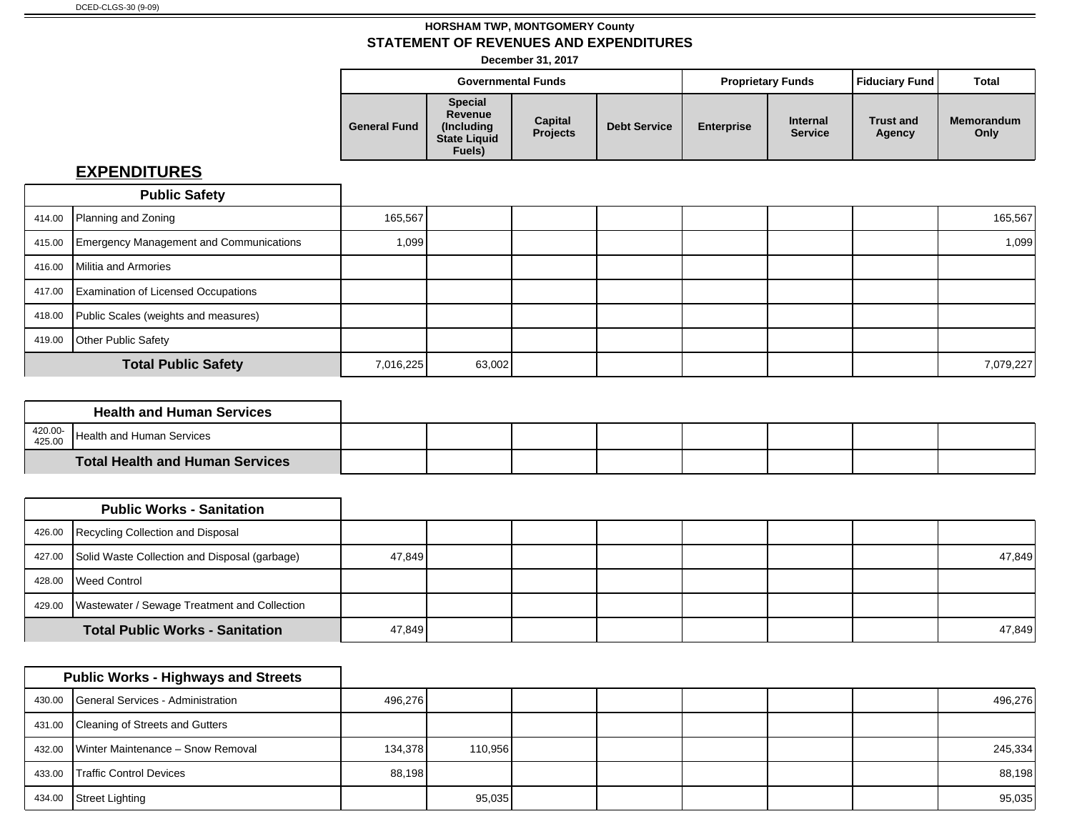DCED-CLGS-30 (9-09)

**HORSHAM TWP, MONTGOMERY County**

**STATEMENT OF REVENUES AND EXPENDITURES**

**December 31, 2017**

## EXPENDITURES

| Code | Description | Governmental Funds: General Fund | Governmental Funds: Special Revenue (Including State Liquid Fuels) | Governmental Funds: Capital Projects | Governmental Funds: Debt Service | Proprietary Funds: Enterprise | Proprietary Funds: Internal Service | Fiduciary Fund: Trust and Agency | Total: Memorandum Only |
|---|---|---|---|---|---|---|---|---|---|
| | **Public Safety** | | | | | | | | |
| 414.00 | Planning and Zoning | 165,567 | | | | | | | 165,567 |
| 415.00 | Emergency Management and Communications | 1,099 | | | | | | | 1,099 |
| 416.00 | Militia and Armories | | | | | | | | |
| 417.00 | Examination of Licensed Occupations | | | | | | | | |
| 418.00 | Public Scales (weights and measures) | | | | | | | | |
| 419.00 | Other Public Safety | | | | | | | | |
| | **Total Public Safety** | 7,016,225 | 63,002 | | | | | | 7,079,227 |
| | **Health and Human Services** | | | | | | | | |
| 420.00-425.00 | Health and Human Services | | | | | | | | |
| | **Total Health and Human Services** | | | | | | | | |
| | **Public Works - Sanitation** | | | | | | | | |
| 426.00 | Recycling Collection and Disposal | | | | | | | | |
| 427.00 | Solid Waste Collection and Disposal (garbage) | 47,849 | | | | | | | 47,849 |
| 428.00 | Weed Control | | | | | | | | |
| 429.00 | Wastewater / Sewage Treatment and Collection | | | | | | | | |
| | **Total Public Works - Sanitation** | 47,849 | | | | | | | 47,849 |
| | **Public Works - Highways and Streets** | | | | | | | | |
| 430.00 | General Services - Administration | 496,276 | | | | | | | 496,276 |
| 431.00 | Cleaning of Streets and Gutters | | | | | | | | |
| 432.00 | Winter Maintenance – Snow Removal | 134,378 | 110,956 | | | | | | 245,334 |
| 433.00 | Traffic Control Devices | 88,198 | | | | | | | 88,198 |
| 434.00 | Street Lighting | | 95,035 | | | | | | 95,035 |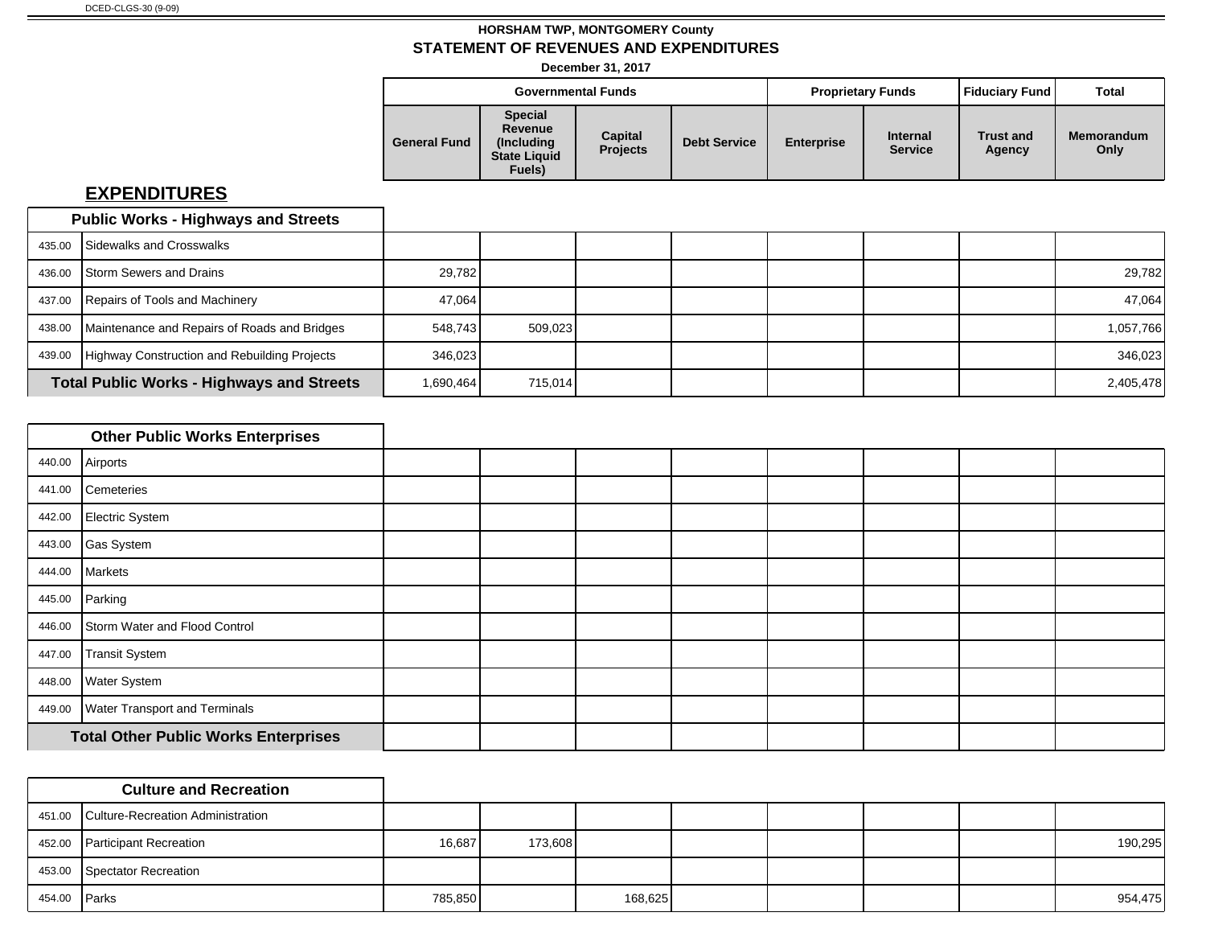DCED-CLGS-30 (9-09)

## HORSHAM TWP, MONTGOMERY County
## STATEMENT OF REVENUES AND EXPENDITURES
**December 31, 2017**

## EXPENDITURES

| | | Governmental Funds | | | | Proprietary Funds | | Fiduciary Fund | Total |
|---|---|---|---|---|---|---|---|---|---|
| | | General Fund | Special Revenue (Including State Liquid Fuels) | Capital Projects | Debt Service | Enterprise | Internal Service | Trust and Agency | Memorandum Only |
| | **Public Works - Highways and Streets** | | | | | | | | |
| 435.00 | Sidewalks and Crosswalks | | | | | | | | |
| 436.00 | Storm Sewers and Drains | 29,782 | | | | | | | 29,782 |
| 437.00 | Repairs of Tools and Machinery | 47,064 | | | | | | | 47,064 |
| 438.00 | Maintenance and Repairs of Roads and Bridges | 548,743 | 509,023 | | | | | | 1,057,766 |
| 439.00 | Highway Construction and Rebuilding Projects | 346,023 | | | | | | | 346,023 |
| | **Total Public Works - Highways and Streets** | 1,690,464 | 715,014 | | | | | | 2,405,478 |
| | **Other Public Works Enterprises** | | | | | | | | |
| 440.00 | Airports | | | | | | | | |
| 441.00 | Cemeteries | | | | | | | | |
| 442.00 | Electric System | | | | | | | | |
| 443.00 | Gas System | | | | | | | | |
| 444.00 | Markets | | | | | | | | |
| 445.00 | Parking | | | | | | | | |
| 446.00 | Storm Water and Flood Control | | | | | | | | |
| 447.00 | Transit System | | | | | | | | |
| 448.00 | Water System | | | | | | | | |
| 449.00 | Water Transport and Terminals | | | | | | | | |
| | **Total Other Public Works Enterprises** | | | | | | | | |
| | **Culture and Recreation** | | | | | | | | |
| 451.00 | Culture-Recreation Administration | | | | | | | | |
| 452.00 | Participant Recreation | 16,687 | 173,608 | | | | | | 190,295 |
| 453.00 | Spectator Recreation | | | | | | | | |
| 454.00 | Parks | 785,850 | | 168,625 | | | | | 954,475 |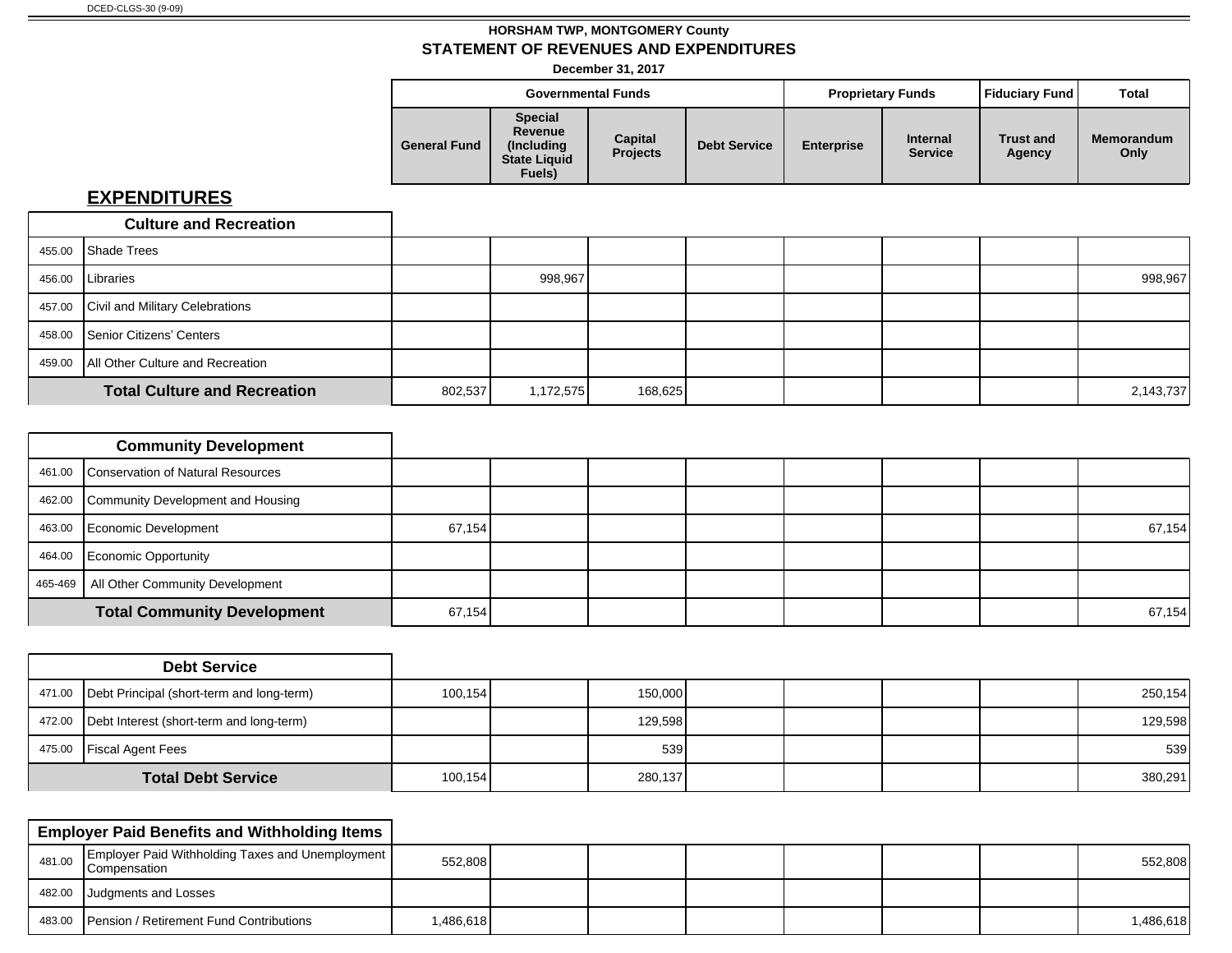DCED-CLGS-30 (9-09)

**HORSHAM TWP, MONTGOMERY County**
**STATEMENT OF REVENUES AND EXPENDITURES**
**December 31, 2017**

## EXPENDITURES

| | | Governmental Funds | | | | Proprietary Funds | | Fiduciary Fund | Total |
|---|---|---|---|---|---|---|---|---|---|
| | | General Fund | Special Revenue (Including State Liquid Fuels) | Capital Projects | Debt Service | Enterprise | Internal Service | Trust and Agency | Memorandum Only |
| | **Culture and Recreation** | | | | | | | | |
| 455.00 | Shade Trees | | | | | | | | |
| 456.00 | Libraries | | 998,967 | | | | | | 998,967 |
| 457.00 | Civil and Military Celebrations | | | | | | | | |
| 458.00 | Senior Citizens' Centers | | | | | | | | |
| 459.00 | All Other Culture and Recreation | | | | | | | | |
| | **Total Culture and Recreation** | 802,537 | 1,172,575 | 168,625 | | | | | 2,143,737 |
| | **Community Development** | | | | | | | | |
| 461.00 | Conservation of Natural Resources | | | | | | | | |
| 462.00 | Community Development and Housing | | | | | | | | |
| 463.00 | Economic Development | 67,154 | | | | | | | 67,154 |
| 464.00 | Economic Opportunity | | | | | | | | |
| 465-469 | All Other Community Development | | | | | | | | |
| | **Total Community Development** | 67,154 | | | | | | | 67,154 |
| | **Debt Service** | | | | | | | | |
| 471.00 | Debt Principal (short-term and long-term) | 100,154 | | 150,000 | | | | | 250,154 |
| 472.00 | Debt Interest (short-term and long-term) | | | 129,598 | | | | | 129,598 |
| 475.00 | Fiscal Agent Fees | | | 539 | | | | | 539 |
| | **Total Debt Service** | 100,154 | | 280,137 | | | | | 380,291 |
| | **Employer Paid Benefits and Withholding Items** | | | | | | | | |
| 481.00 | Employer Paid Withholding Taxes and Unemployment Compensation | 552,808 | | | | | | | 552,808 |
| 482.00 | Judgments and Losses | | | | | | | | |
| 483.00 | Pension / Retirement Fund Contributions | 1,486,618 | | | | | | | 1,486,618 |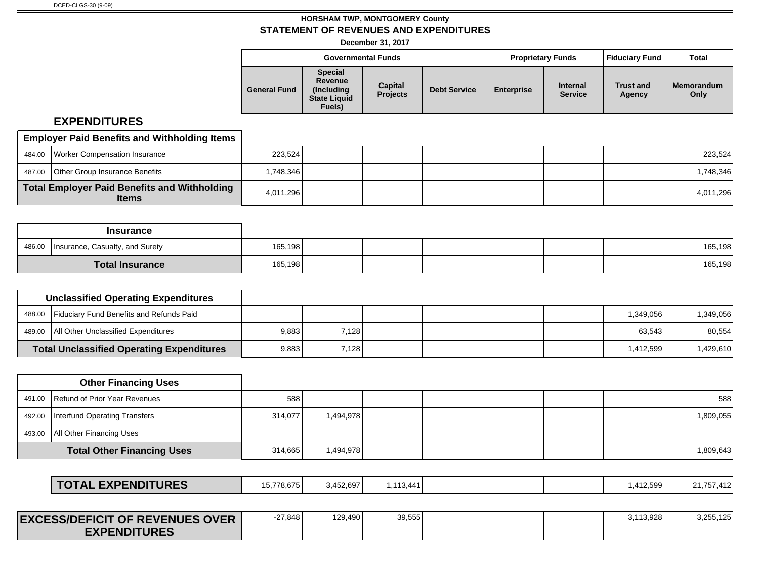DCED-CLGS-30 (9-09)

**HORSHAM TWP, MONTGOMERY County**

**STATEMENT OF REVENUES AND EXPENDITURES**

**December 31, 2017**

## EXPENDITURES

| | | Governmental Funds | | | | Proprietary Funds | | Fiduciary Fund | Total |
|---|---|---|---|---|---|---|---|---|---|
| | | General Fund | Special Revenue (Including State Liquid Fuels) | Capital Projects | Debt Service | Enterprise | Internal Service | Trust and Agency | Memorandum Only |
| **Employer Paid Benefits and Withholding Items** | | | | | | | | | |
| 484.00 | Worker Compensation Insurance | 223,524 | | | | | | | 223,524 |
| 487.00 | Other Group Insurance Benefits | 1,748,346 | | | | | | | 1,748,346 |
| **Total Employer Paid Benefits and Withholding Items** | | 4,011,296 | | | | | | | 4,011,296 |
| **Insurance** | | | | | | | | | |
| 486.00 | Insurance, Casualty, and Surety | 165,198 | | | | | | | 165,198 |
| **Total Insurance** | | 165,198 | | | | | | | 165,198 |
| **Unclassified Operating Expenditures** | | | | | | | | | |
| 488.00 | Fiduciary Fund Benefits and Refunds Paid | | | | | | | 1,349,056 | 1,349,056 |
| 489.00 | All Other Unclassified Expenditures | 9,883 | 7,128 | | | | | 63,543 | 80,554 |
| **Total Unclassified Operating Expenditures** | | 9,883 | 7,128 | | | | | 1,412,599 | 1,429,610 |
| **Other Financing Uses** | | | | | | | | | |
| 491.00 | Refund of Prior Year Revenues | 588 | | | | | | | 588 |
| 492.00 | Interfund Operating Transfers | 314,077 | 1,494,978 | | | | | | 1,809,055 |
| 493.00 | All Other Financing Uses | | | | | | | | |
| **Total Other Financing Uses** | | 314,665 | 1,494,978 | | | | | | 1,809,643 |
| **TOTAL EXPENDITURES** | | 15,778,675 | 3,452,697 | 1,113,441 | | | | 1,412,599 | 21,757,412 |
| **EXCESS/DEFICIT OF REVENUES OVER EXPENDITURES** | | -27,848 | 129,490 | 39,555 | | | | 3,113,928 | 3,255,125 |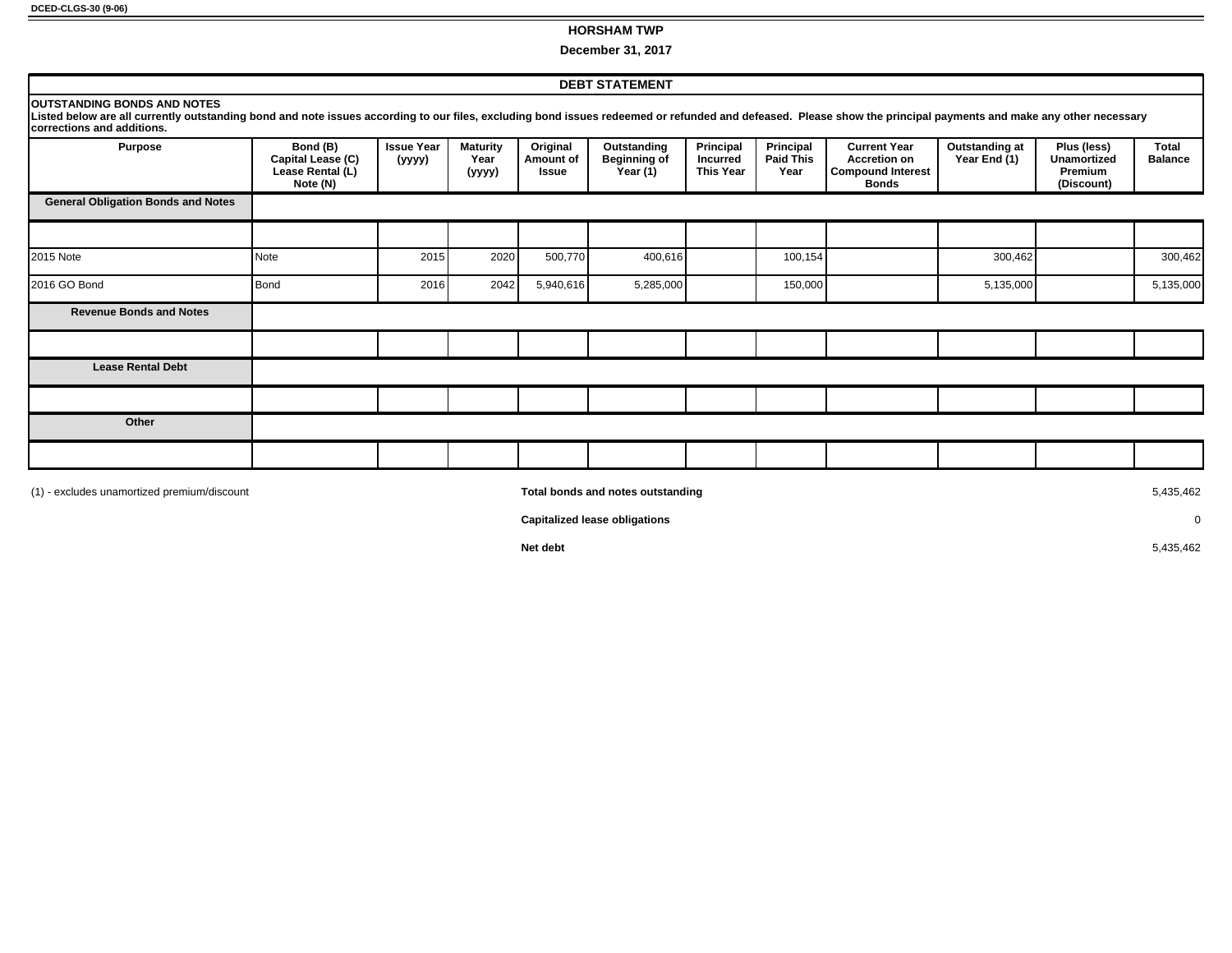DCED-CLGS-30 (9-06)

# HORSHAM TWP

**December 31, 2017**

## DEBT STATEMENT

**OUTSTANDING BONDS AND NOTES**
**Listed below are all currently outstanding bond and note issues according to our files, excluding bond issues redeemed or refunded and defeased. Please show the principal payments and make any other necessary corrections and additions.**

| Purpose | Bond (B) Capital Lease (C) Lease Rental (L) Note (N) | Issue Year (yyyy) | Maturity Year (yyyy) | Original Amount of Issue | Outstanding Beginning of Year (1) | Principal Incurred This Year | Principal Paid This Year | Current Year Accretion on Compound Interest Bonds | Outstanding at Year End (1) | Plus (less) Unamortized Premium (Discount) | Total Balance |
|---|---|---|---|---|---|---|---|---|---|---|---|
| **General Obligation Bonds and Notes** | | | | | | | | | | | |
| | | | | | | | | | | | |
| 2015 Note | Note | 2015 | 2020 | 500,770 | 400,616 | | 100,154 | | 300,462 | | 300,462 |
| 2016 GO Bond | Bond | 2016 | 2042 | 5,940,616 | 5,285,000 | | 150,000 | | 5,135,000 | | 5,135,000 |
| **Revenue Bonds and Notes** | | | | | | | | | | | |
| | | | | | | | | | | | |
| **Lease Rental Debt** | | | | | | | | | | | |
| | | | | | | | | | | | |
| **Other** | | | | | | | | | | | |
| | | | | | | | | | | | |

(1) - excludes unamortized premium/discount

| | |
|---|---|
| **Total bonds and notes outstanding** | 5,435,462 |
| **Capitalized lease obligations** | 0 |
| **Net debt** | 5,435,462 |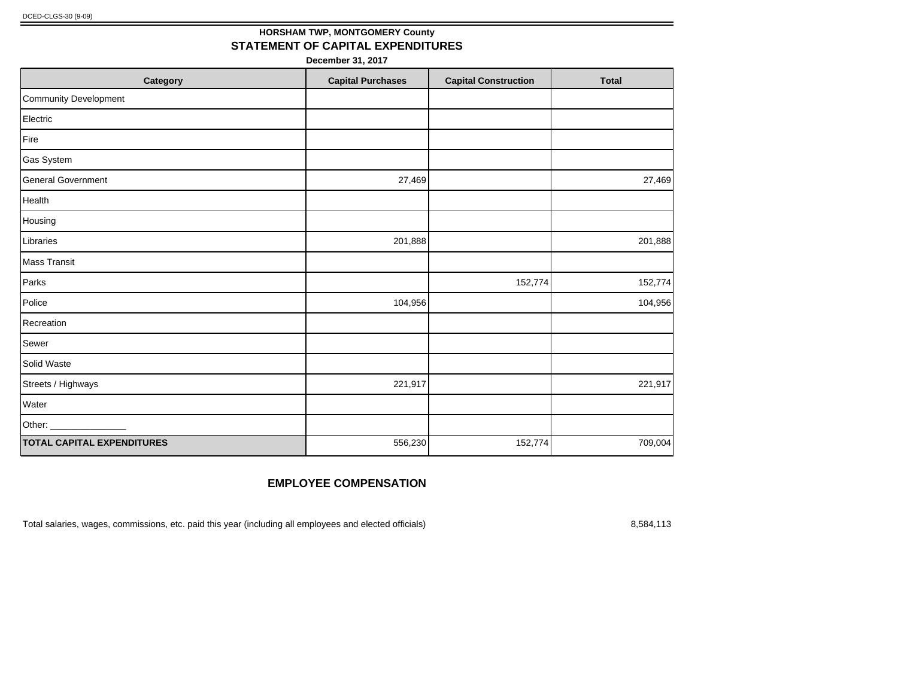HORSHAM TWP, MONTGOMERY County

## STATEMENT OF CAPITAL EXPENDITURES

December 31, 2017

| Category | Capital Purchases | Capital Construction | Total |
|---|---|---|---|
| Community Development | | | |
| Electric | | | |
| Fire | | | |
| Gas System | | | |
| General Government | 27,469 | | 27,469 |
| Health | | | |
| Housing | | | |
| Libraries | 201,888 | | 201,888 |
| Mass Transit | | | |
| Parks | | 152,774 | 152,774 |
| Police | 104,956 | | 104,956 |
| Recreation | | | |
| Sewer | | | |
| Solid Waste | | | |
| Streets / Highways | 221,917 | | 221,917 |
| Water | | | |
| Other: _______________ | | | |
| **TOTAL CAPITAL EXPENDITURES** | 556,230 | 152,774 | 709,004 |

## EMPLOYEE COMPENSATION

Total salaries, wages, commissions, etc. paid this year (including all employees and elected officials) 8,584,113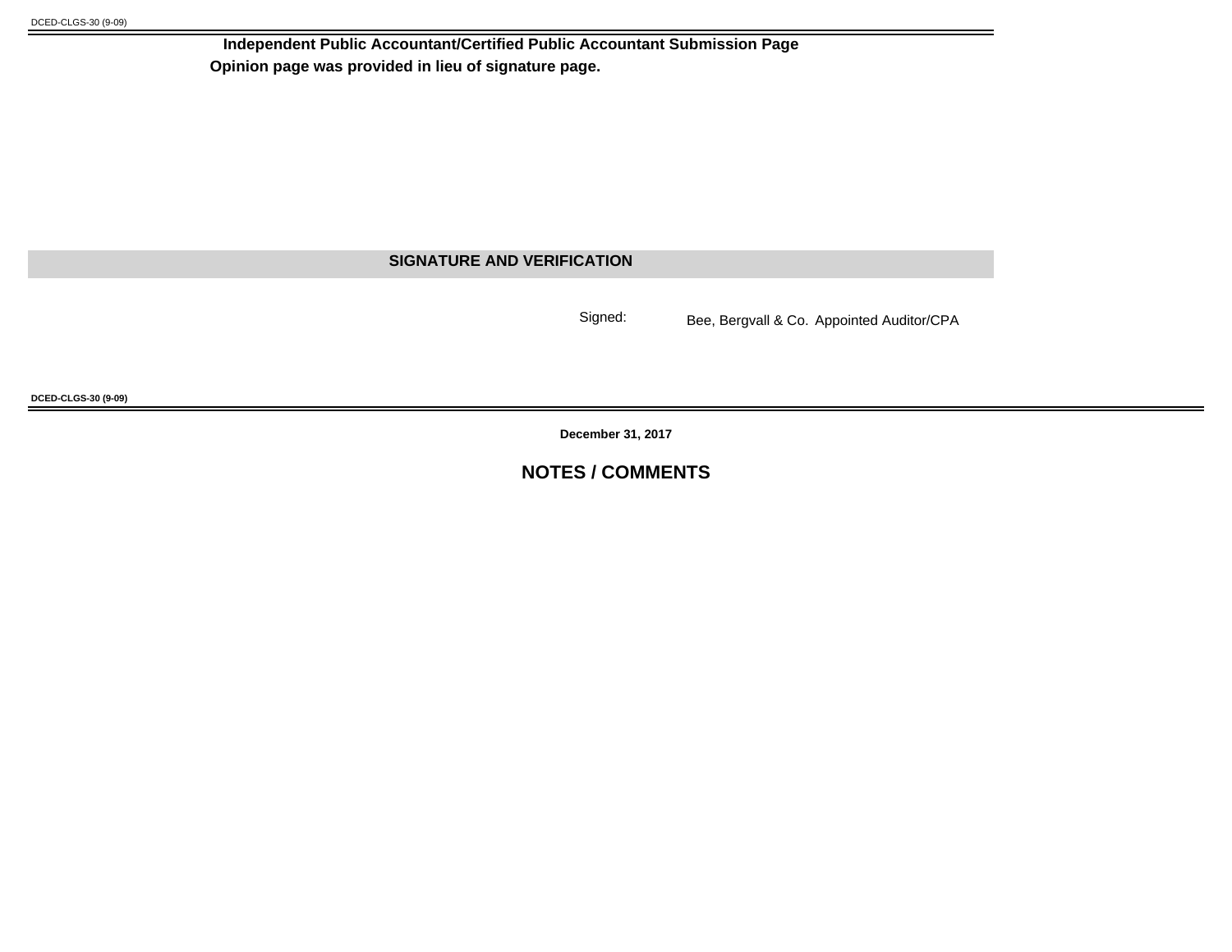**Independent Public Accountant/Certified Public Accountant Submission Page**

**Opinion page was provided in lieu of signature page.**

## SIGNATURE AND VERIFICATION

Signed: Bee, Bergvall & Co. Appointed Auditor/CPA

**December 31, 2017**

## NOTES / COMMENTS